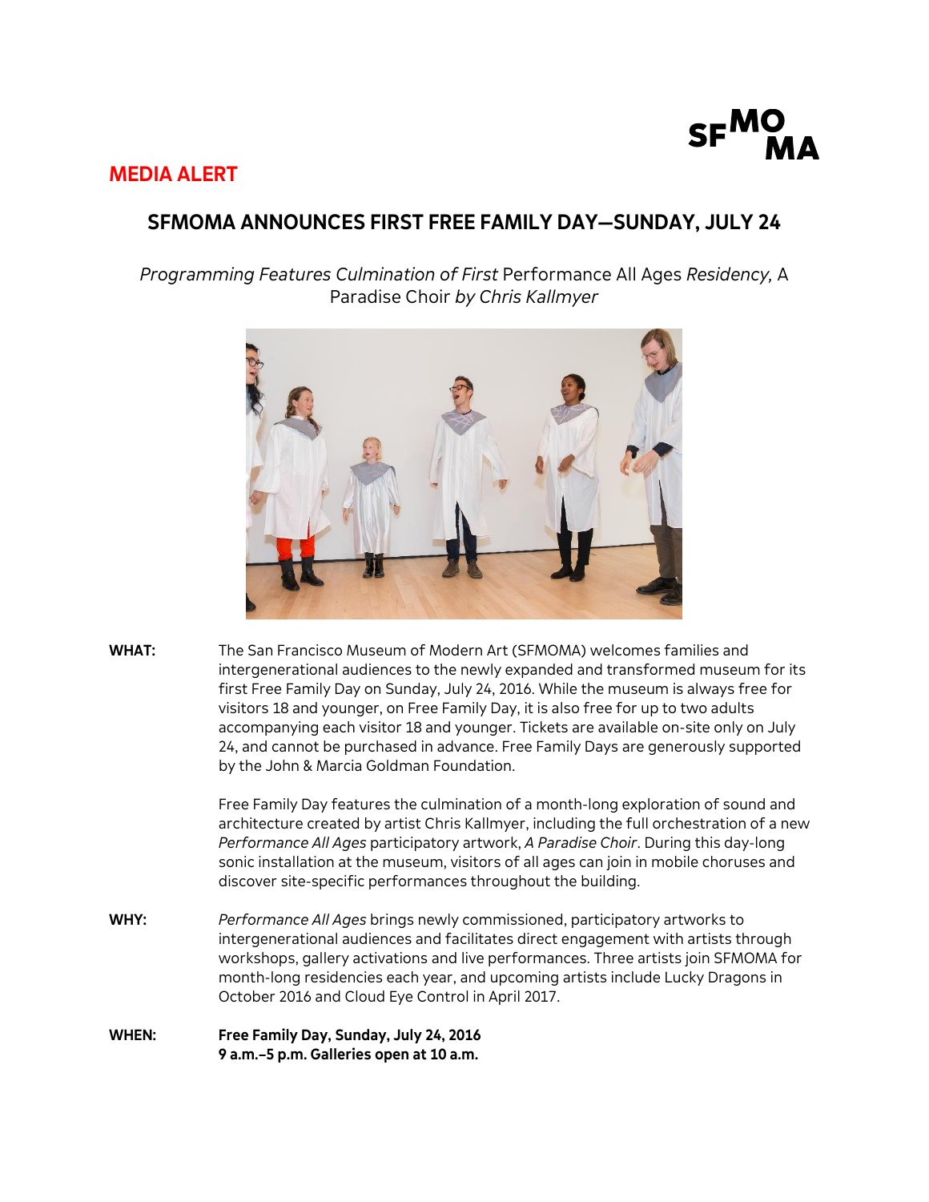SFMOMA

**MEDIA ALERT**

# SFMOMA ANNOUNCES FIRST FREE FAMILY DAY—SUNDAY, JULY 24

*Programming Features Culmination of First* Performance All Ages *Residency,* A Paradise Choir *by Chris Kallmyer*

**WHAT:** The San Francisco Museum of Modern Art (SFMOMA) welcomes families and intergenerational audiences to the newly expanded and transformed museum for its first Free Family Day on Sunday, July 24, 2016. While the museum is always free for visitors 18 and younger, on Free Family Day, it is also free for up to two adults accompanying each visitor 18 and younger. Tickets are available on-site only on July 24, and cannot be purchased in advance. Free Family Days are generously supported by the John & Marcia Goldman Foundation.

Free Family Day features the culmination of a month-long exploration of sound and architecture created by artist Chris Kallmyer, including the full orchestration of a new *Performance All Ages* participatory artwork, *A Paradise Choir*. During this day-long sonic installation at the museum, visitors of all ages can join in mobile choruses and discover site-specific performances throughout the building.

**WHY:** *Performance All Ages* brings newly commissioned, participatory artworks to intergenerational audiences and facilitates direct engagement with artists through workshops, gallery activations and live performances. Three artists join SFMOMA for month-long residencies each year, and upcoming artists include Lucky Dragons in October 2016 and Cloud Eye Control in April 2017.

**WHEN:** **Free Family Day, Sunday, July 24, 2016**
**9 a.m.–5 p.m. Galleries open at 10 a.m.**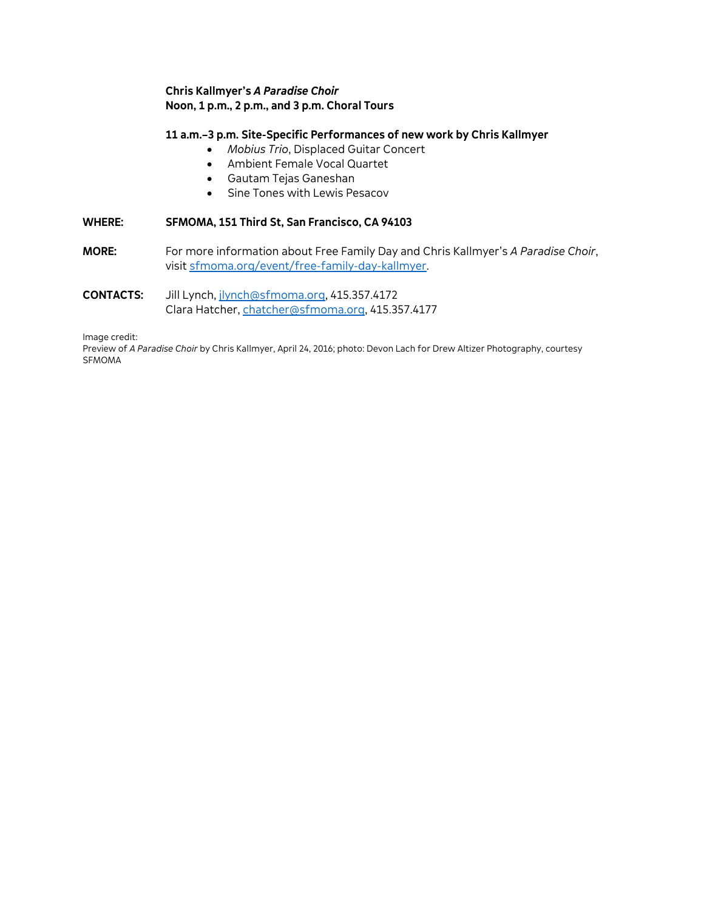**Chris Kallmyer's *A Paradise Choir***
**Noon, 1 p.m., 2 p.m., and 3 p.m. Choral Tours**

**11 a.m.–3 p.m. Site-Specific Performances of new work by Chris Kallmyer**

- *Mobius Trio*, Displaced Guitar Concert
- Ambient Female Vocal Quartet
- Gautam Tejas Ganeshan
- Sine Tones with Lewis Pesacov

**WHERE:** **SFMOMA, 151 Third St, San Francisco, CA 94103**

**MORE:** For more information about Free Family Day and Chris Kallmyer's *A Paradise Choir*, visit sfmoma.org/event/free-family-day-kallmyer.

**CONTACTS:** Jill Lynch, jlynch@sfmoma.org, 415.357.4172
Clara Hatcher, chatcher@sfmoma.org, 415.357.4177

Image credit:
Preview of *A Paradise Choir* by Chris Kallmyer, April 24, 2016; photo: Devon Lach for Drew Altizer Photography, courtesy SFMOMA